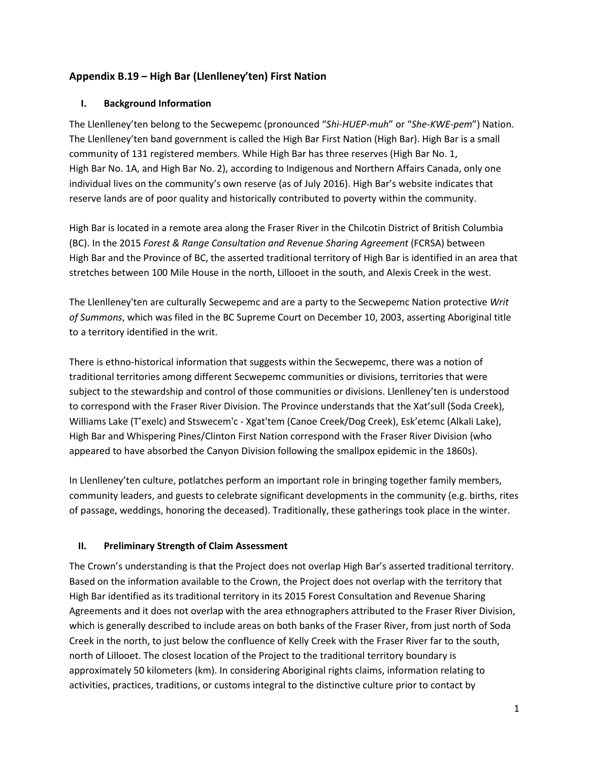## Appendix B.19 – High Bar (Llenlleney'ten) First Nation

### I. Background Information

The Llenlleney'ten belong to the Secwepemc (pronounced "*Shi-HUEP-muh*" or "*She-KWE-pem*") Nation. The Llenlleney'ten band government is called the High Bar First Nation (High Bar). High Bar is a small community of 131 registered members. While High Bar has three reserves (High Bar No. 1, High Bar No. 1A, and High Bar No. 2), according to Indigenous and Northern Affairs Canada, only one individual lives on the community's own reserve (as of July 2016). High Bar's website indicates that reserve lands are of poor quality and historically contributed to poverty within the community.

High Bar is located in a remote area along the Fraser River in the Chilcotin District of British Columbia (BC). In the 2015 *Forest & Range Consultation and Revenue Sharing Agreement* (FCRSA) between High Bar and the Province of BC, the asserted traditional territory of High Bar is identified in an area that stretches between 100 Mile House in the north, Lillooet in the south, and Alexis Creek in the west.

The Llenlleney'ten are culturally Secwepemc and are a party to the Secwepemc Nation protective *Writ of Summons*, which was filed in the BC Supreme Court on December 10, 2003, asserting Aboriginal title to a territory identified in the writ.

There is ethno-historical information that suggests within the Secwepemc, there was a notion of traditional territories among different Secwepemc communities or divisions, territories that were subject to the stewardship and control of those communities or divisions. Llenlleney'ten is understood to correspond with the Fraser River Division. The Province understands that the Xat'sull (Soda Creek), Williams Lake (T'exelc) and Stswecem'c - Xgat'tem (Canoe Creek/Dog Creek), Esk'etemc (Alkali Lake), High Bar and Whispering Pines/Clinton First Nation correspond with the Fraser River Division (who appeared to have absorbed the Canyon Division following the smallpox epidemic in the 1860s).

In Llenlleney'ten culture, potlatches perform an important role in bringing together family members, community leaders, and guests to celebrate significant developments in the community (e.g. births, rites of passage, weddings, honoring the deceased). Traditionally, these gatherings took place in the winter.

### II. Preliminary Strength of Claim Assessment

The Crown's understanding is that the Project does not overlap High Bar's asserted traditional territory. Based on the information available to the Crown, the Project does not overlap with the territory that High Bar identified as its traditional territory in its 2015 Forest Consultation and Revenue Sharing Agreements and it does not overlap with the area ethnographers attributed to the Fraser River Division, which is generally described to include areas on both banks of the Fraser River, from just north of Soda Creek in the north, to just below the confluence of Kelly Creek with the Fraser River far to the south, north of Lillooet. The closest location of the Project to the traditional territory boundary is approximately 50 kilometers (km). In considering Aboriginal rights claims, information relating to activities, practices, traditions, or customs integral to the distinctive culture prior to contact by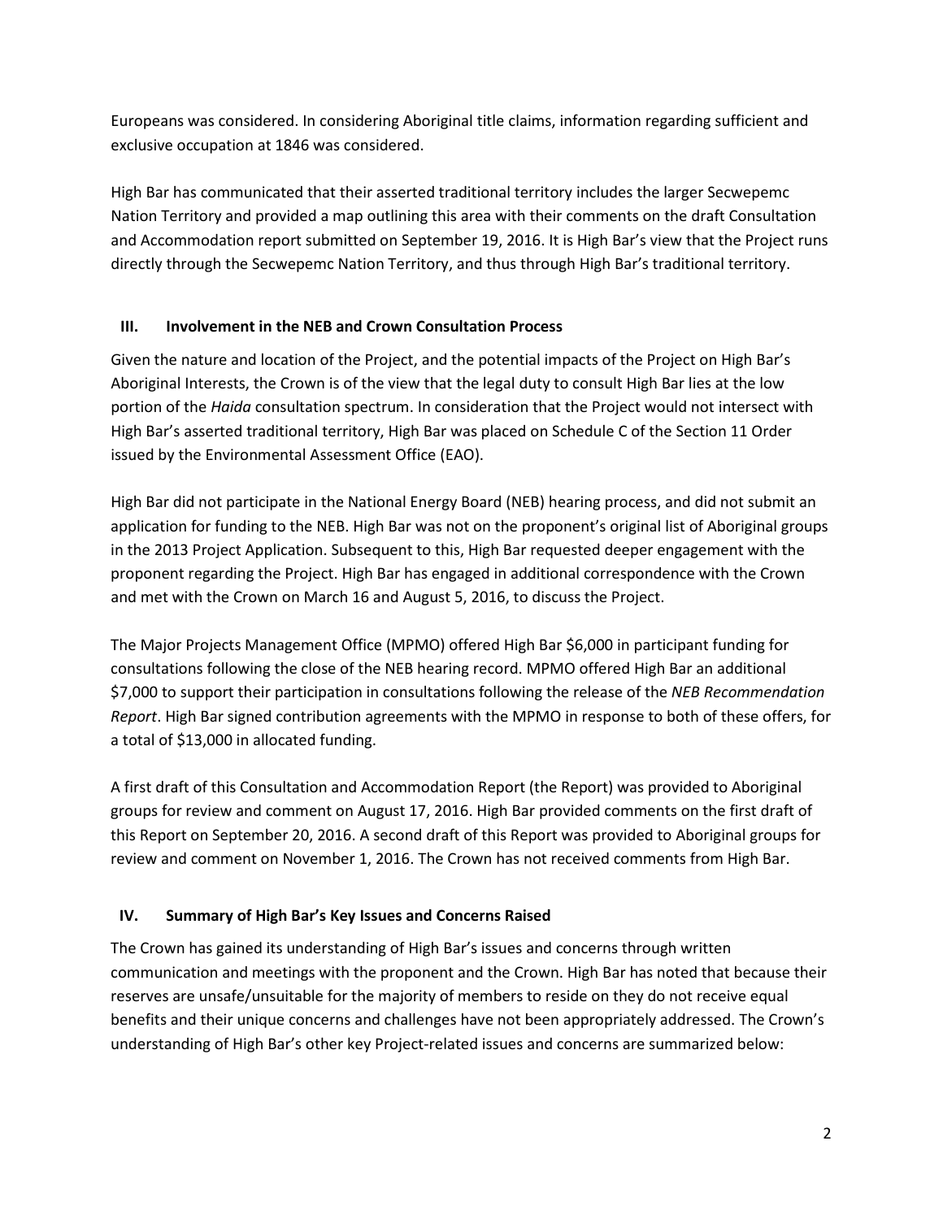Europeans was considered. In considering Aboriginal title claims, information regarding sufficient and exclusive occupation at 1846 was considered.

High Bar has communicated that their asserted traditional territory includes the larger Secwepemc Nation Territory and provided a map outlining this area with their comments on the draft Consultation and Accommodation report submitted on September 19, 2016. It is High Bar's view that the Project runs directly through the Secwepemc Nation Territory, and thus through High Bar's traditional territory.

## III. Involvement in the NEB and Crown Consultation Process

Given the nature and location of the Project, and the potential impacts of the Project on High Bar's Aboriginal Interests, the Crown is of the view that the legal duty to consult High Bar lies at the low portion of the *Haida* consultation spectrum. In consideration that the Project would not intersect with High Bar's asserted traditional territory, High Bar was placed on Schedule C of the Section 11 Order issued by the Environmental Assessment Office (EAO).

High Bar did not participate in the National Energy Board (NEB) hearing process, and did not submit an application for funding to the NEB. High Bar was not on the proponent's original list of Aboriginal groups in the 2013 Project Application. Subsequent to this, High Bar requested deeper engagement with the proponent regarding the Project. High Bar has engaged in additional correspondence with the Crown and met with the Crown on March 16 and August 5, 2016, to discuss the Project.

The Major Projects Management Office (MPMO) offered High Bar $6,000 in participant funding for consultations following the close of the NEB hearing record. MPMO offered High Bar an additional $7,000 to support their participation in consultations following the release of the *NEB Recommendation Report*. High Bar signed contribution agreements with the MPMO in response to both of these offers, for a total of $13,000 in allocated funding.

A first draft of this Consultation and Accommodation Report (the Report) was provided to Aboriginal groups for review and comment on August 17, 2016. High Bar provided comments on the first draft of this Report on September 20, 2016. A second draft of this Report was provided to Aboriginal groups for review and comment on November 1, 2016. The Crown has not received comments from High Bar.

## IV. Summary of High Bar's Key Issues and Concerns Raised

The Crown has gained its understanding of High Bar's issues and concerns through written communication and meetings with the proponent and the Crown. High Bar has noted that because their reserves are unsafe/unsuitable for the majority of members to reside on they do not receive equal benefits and their unique concerns and challenges have not been appropriately addressed. The Crown's understanding of High Bar's other key Project-related issues and concerns are summarized below: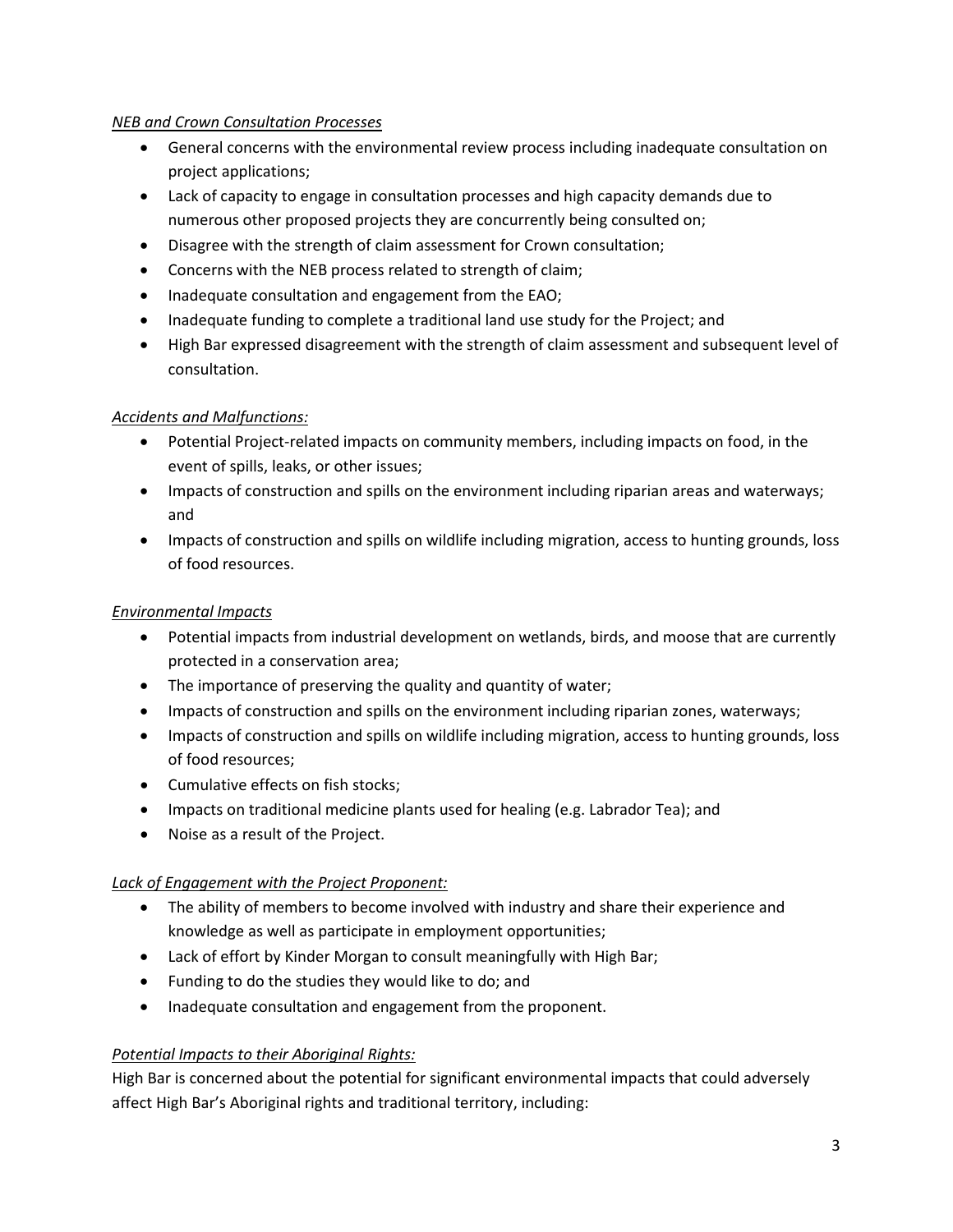*NEB and Crown Consultation Processes*

- General concerns with the environmental review process including inadequate consultation on project applications;
- Lack of capacity to engage in consultation processes and high capacity demands due to numerous other proposed projects they are concurrently being consulted on;
- Disagree with the strength of claim assessment for Crown consultation;
- Concerns with the NEB process related to strength of claim;
- Inadequate consultation and engagement from the EAO;
- Inadequate funding to complete a traditional land use study for the Project; and
- High Bar expressed disagreement with the strength of claim assessment and subsequent level of consultation.

*Accidents and Malfunctions:*

- Potential Project-related impacts on community members, including impacts on food, in the event of spills, leaks, or other issues;
- Impacts of construction and spills on the environment including riparian areas and waterways; and
- Impacts of construction and spills on wildlife including migration, access to hunting grounds, loss of food resources.

*Environmental Impacts*

- Potential impacts from industrial development on wetlands, birds, and moose that are currently protected in a conservation area;
- The importance of preserving the quality and quantity of water;
- Impacts of construction and spills on the environment including riparian zones, waterways;
- Impacts of construction and spills on wildlife including migration, access to hunting grounds, loss of food resources;
- Cumulative effects on fish stocks;
- Impacts on traditional medicine plants used for healing (e.g. Labrador Tea); and
- Noise as a result of the Project.

*Lack of Engagement with the Project Proponent:*

- The ability of members to become involved with industry and share their experience and knowledge as well as participate in employment opportunities;
- Lack of effort by Kinder Morgan to consult meaningfully with High Bar;
- Funding to do the studies they would like to do; and
- Inadequate consultation and engagement from the proponent.

*Potential Impacts to their Aboriginal Rights:*

High Bar is concerned about the potential for significant environmental impacts that could adversely affect High Bar's Aboriginal rights and traditional territory, including: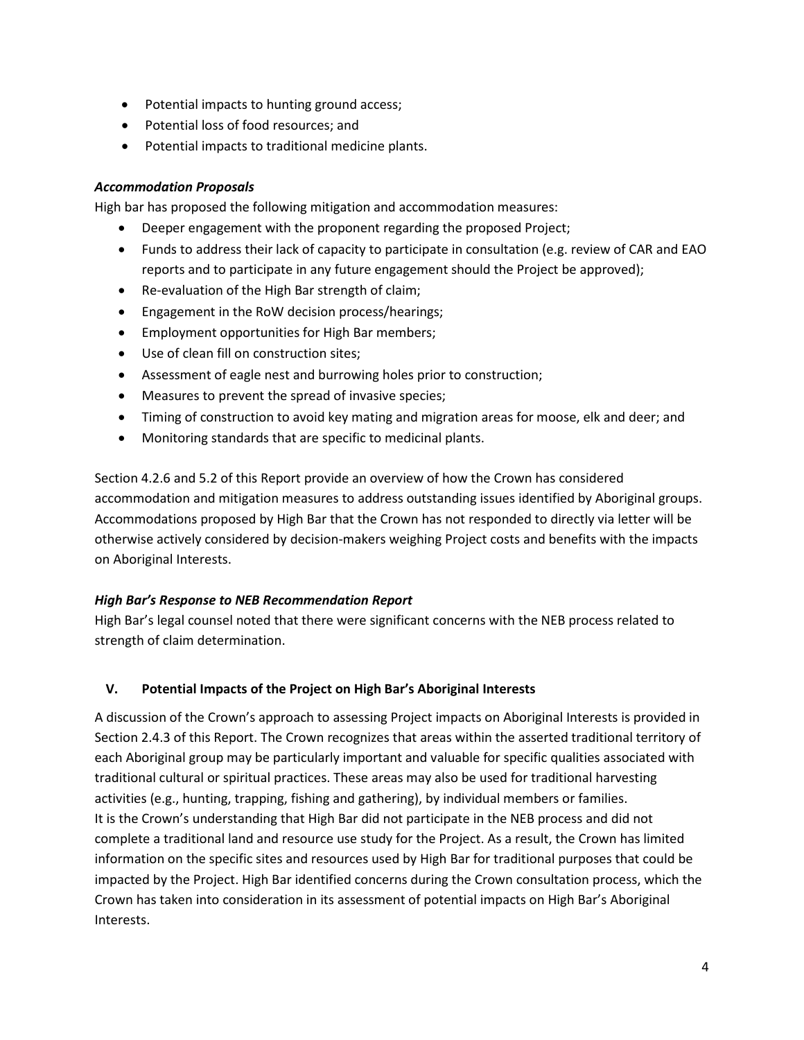- Potential impacts to hunting ground access;
- Potential loss of food resources; and
- Potential impacts to traditional medicine plants.

***Accommodation Proposals***

High bar has proposed the following mitigation and accommodation measures:

- Deeper engagement with the proponent regarding the proposed Project;
- Funds to address their lack of capacity to participate in consultation (e.g. review of CAR and EAO reports and to participate in any future engagement should the Project be approved);
- Re-evaluation of the High Bar strength of claim;
- Engagement in the RoW decision process/hearings;
- Employment opportunities for High Bar members;
- Use of clean fill on construction sites;
- Assessment of eagle nest and burrowing holes prior to construction;
- Measures to prevent the spread of invasive species;
- Timing of construction to avoid key mating and migration areas for moose, elk and deer; and
- Monitoring standards that are specific to medicinal plants.

Section 4.2.6 and 5.2 of this Report provide an overview of how the Crown has considered accommodation and mitigation measures to address outstanding issues identified by Aboriginal groups. Accommodations proposed by High Bar that the Crown has not responded to directly via letter will be otherwise actively considered by decision-makers weighing Project costs and benefits with the impacts on Aboriginal Interests.

***High Bar's Response to NEB Recommendation Report***

High Bar's legal counsel noted that there were significant concerns with the NEB process related to strength of claim determination.

## V. Potential Impacts of the Project on High Bar's Aboriginal Interests

A discussion of the Crown's approach to assessing Project impacts on Aboriginal Interests is provided in Section 2.4.3 of this Report. The Crown recognizes that areas within the asserted traditional territory of each Aboriginal group may be particularly important and valuable for specific qualities associated with traditional cultural or spiritual practices. These areas may also be used for traditional harvesting activities (e.g., hunting, trapping, fishing and gathering), by individual members or families.
It is the Crown's understanding that High Bar did not participate in the NEB process and did not complete a traditional land and resource use study for the Project. As a result, the Crown has limited information on the specific sites and resources used by High Bar for traditional purposes that could be impacted by the Project. High Bar identified concerns during the Crown consultation process, which the Crown has taken into consideration in its assessment of potential impacts on High Bar's Aboriginal Interests.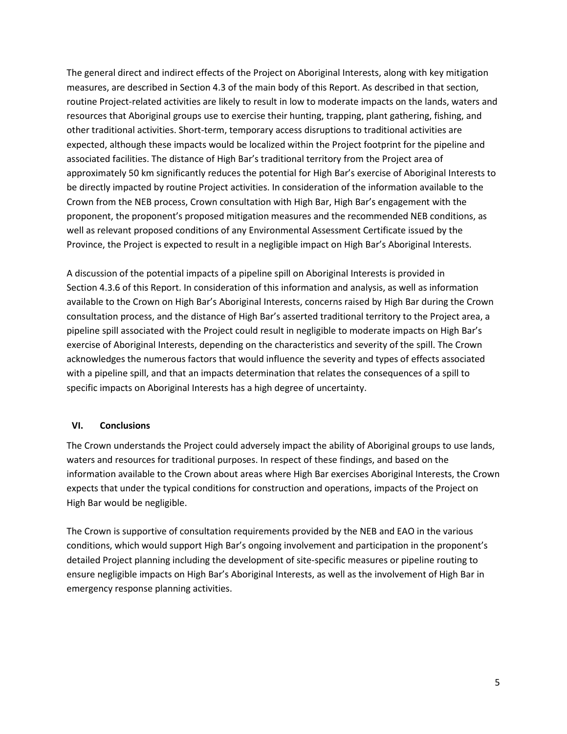The general direct and indirect effects of the Project on Aboriginal Interests, along with key mitigation measures, are described in Section 4.3 of the main body of this Report. As described in that section, routine Project-related activities are likely to result in low to moderate impacts on the lands, waters and resources that Aboriginal groups use to exercise their hunting, trapping, plant gathering, fishing, and other traditional activities. Short-term, temporary access disruptions to traditional activities are expected, although these impacts would be localized within the Project footprint for the pipeline and associated facilities. The distance of High Bar's traditional territory from the Project area of approximately 50 km significantly reduces the potential for High Bar's exercise of Aboriginal Interests to be directly impacted by routine Project activities. In consideration of the information available to the Crown from the NEB process, Crown consultation with High Bar, High Bar's engagement with the proponent, the proponent's proposed mitigation measures and the recommended NEB conditions, as well as relevant proposed conditions of any Environmental Assessment Certificate issued by the Province, the Project is expected to result in a negligible impact on High Bar's Aboriginal Interests.

A discussion of the potential impacts of a pipeline spill on Aboriginal Interests is provided in Section 4.3.6 of this Report. In consideration of this information and analysis, as well as information available to the Crown on High Bar's Aboriginal Interests, concerns raised by High Bar during the Crown consultation process, and the distance of High Bar's asserted traditional territory to the Project area, a pipeline spill associated with the Project could result in negligible to moderate impacts on High Bar's exercise of Aboriginal Interests, depending on the characteristics and severity of the spill. The Crown acknowledges the numerous factors that would influence the severity and types of effects associated with a pipeline spill, and that an impacts determination that relates the consequences of a spill to specific impacts on Aboriginal Interests has a high degree of uncertainty.

## VI. Conclusions

The Crown understands the Project could adversely impact the ability of Aboriginal groups to use lands, waters and resources for traditional purposes. In respect of these findings, and based on the information available to the Crown about areas where High Bar exercises Aboriginal Interests, the Crown expects that under the typical conditions for construction and operations, impacts of the Project on High Bar would be negligible.

The Crown is supportive of consultation requirements provided by the NEB and EAO in the various conditions, which would support High Bar's ongoing involvement and participation in the proponent's detailed Project planning including the development of site-specific measures or pipeline routing to ensure negligible impacts on High Bar's Aboriginal Interests, as well as the involvement of High Bar in emergency response planning activities.